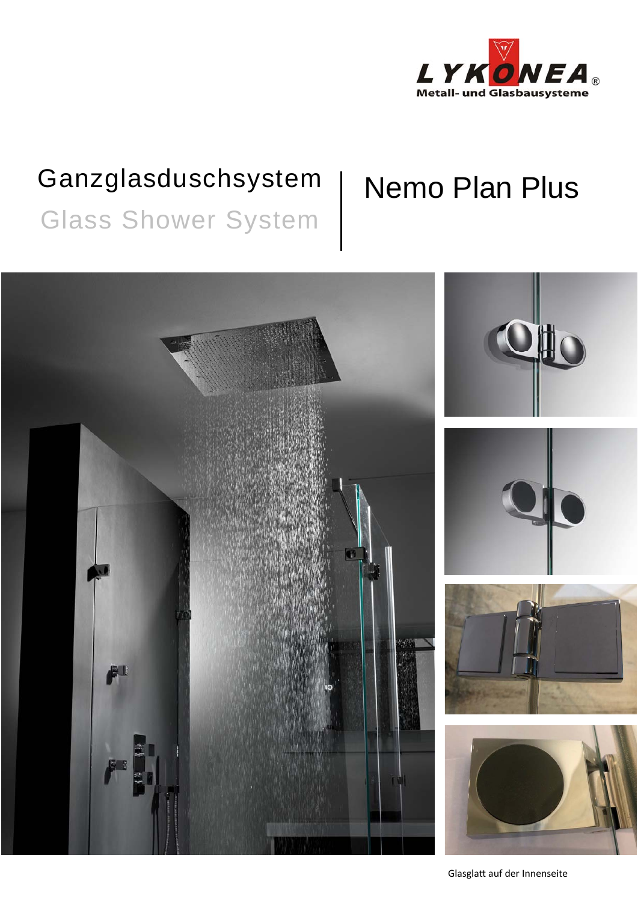LYKONEA®
Metall- und Glasbausysteme

# Ganzglasduschsystem | Nemo Plan Plus

## Glass Shower System

Glasglatt auf der Innenseite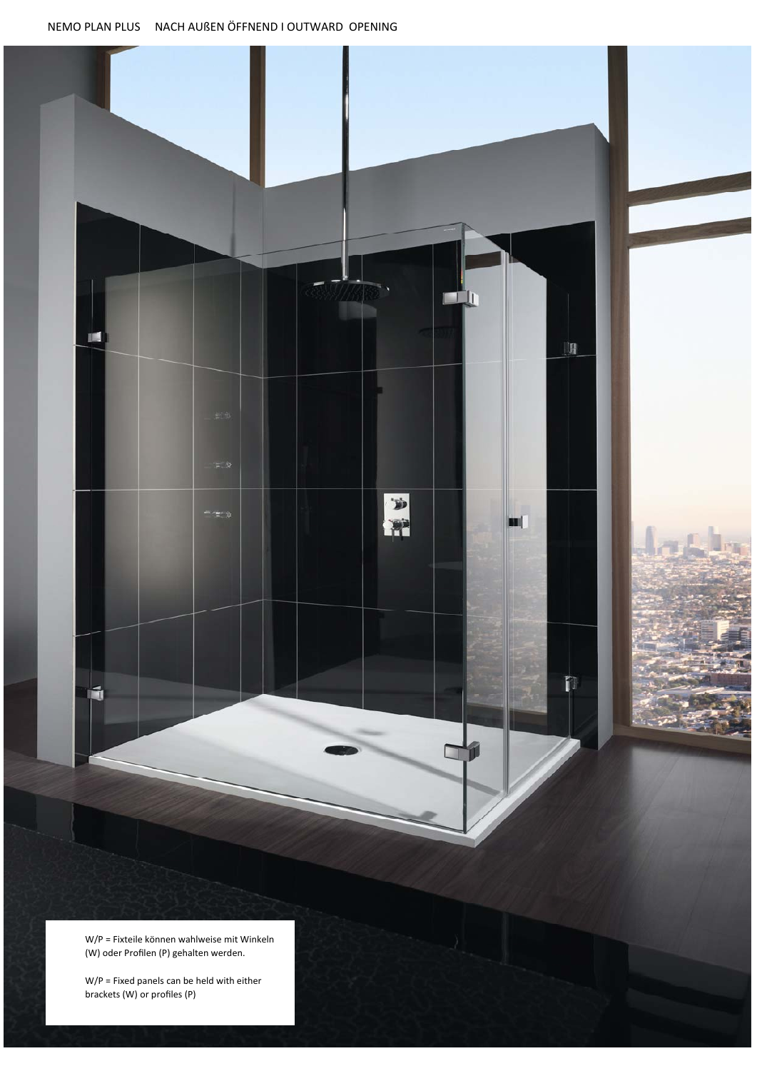NEMO PLAN PLUS NACH AUßEN ÖFFNEND I OUTWARD OPENING

W/P = Fixteile können wahlweise mit Winkeln (W) oder Profilen (P) gehalten werden.

W/P = Fixed panels can be held with either brackets (W) or profiles (P)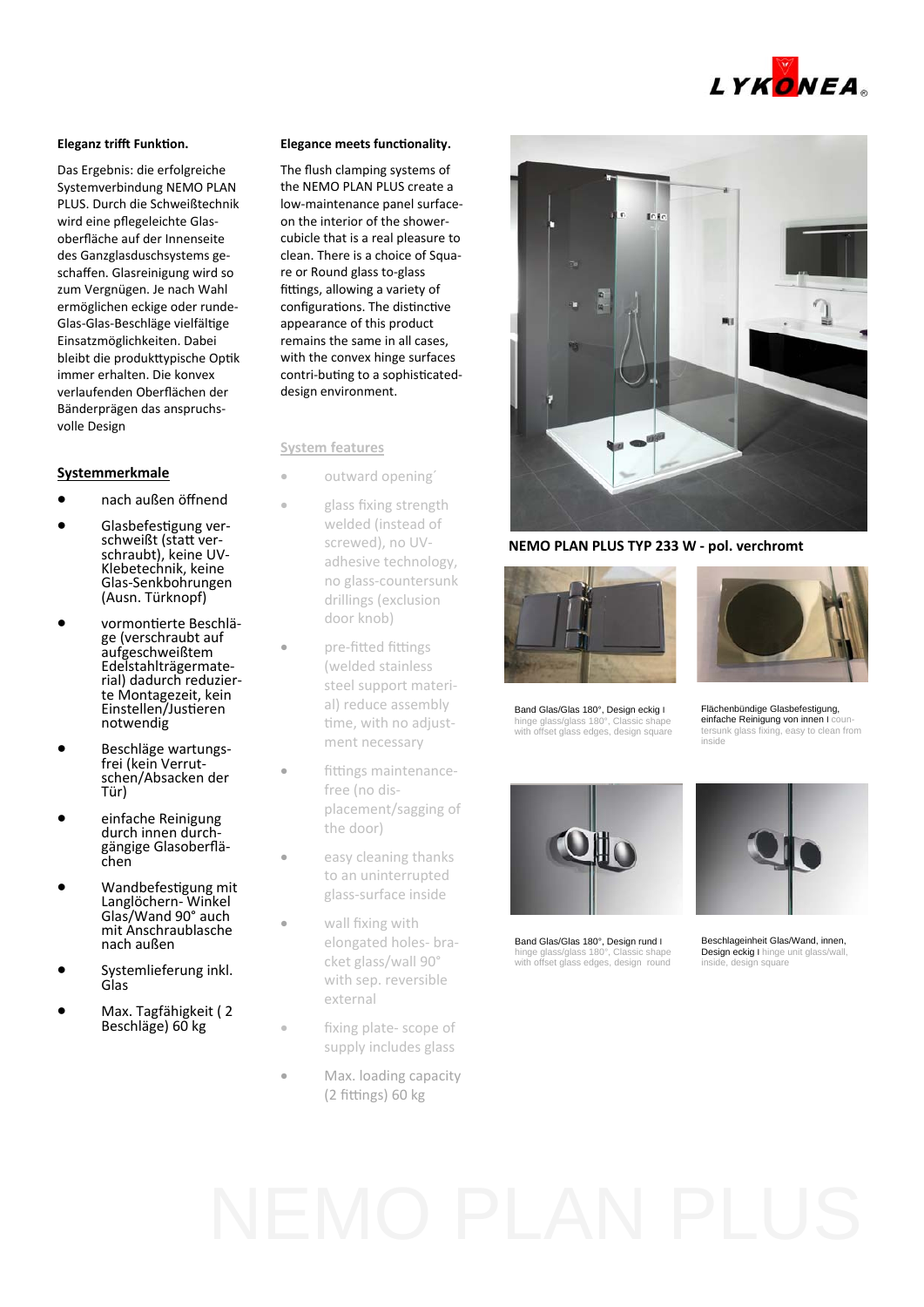**Eleganz trifft Funktion.**

Das Ergebnis: die erfolgreiche Systemverbindung NEMO PLAN PLUS. Durch die Schweißtechnik wird eine pflegeleichte Glas-oberfläche auf der Innenseite des Ganzglasduschsystems ge-schaffen. Glasreinigung wird so zum Vergnügen. Je nach Wahl ermöglichen eckige oder runde-Glas-Glas-Beschläge vielfältige Einsatzmöglichkeiten. Dabei bleibt die produkttypische Optik immer erhalten. Die konvex verlaufenden Oberflächen der Bänderprägen das anspruchs-volle Design

## Systemmerkmale

- nach außen öffnend
- Glasbefestigung ver-schweißt (statt ver-schraubt), keine UV-Klebetechnik, keine Glas-Senkbohrungen (Ausn. Türknopf)
- vormontierte Beschlä-ge (verschraubt auf aufgeschweißtem Edelstahlträgermate-rial) dadurch reduzier-te Montagezeit, kein Einstellen/Justieren notwendig
- Beschläge wartungs-frei (kein Verrut-schen/Absacken der Tür)
- einfache Reinigung durch innen durch-gängige Glasoberflä-chen
- Wandbefestigung mit Langlöchern- Winkel Glas/Wand 90° auch mit Anschraublasche nach außen
- Systemlieferung inkl. Glas
- Max. Tagfähigkeit ( 2 Beschläge) 60 kg

**Elegance meets functionality.**

The flush clamping systems of the NEMO PLAN PLUS create a low-maintenance panel surface-on the interior of the shower-cubicle that is a real pleasure to clean. There is a choice of Squa-re or Round glass to-glass fittings, allowing a variety of configurations. The distinctive appearance of this product remains the same in all cases, with the convex hinge surfaces contri-buting to a sophisticated-design environment.

## System features

- outward opening´
- glass fixing strength welded (instead of screwed), no UV-adhesive technology, no glass-countersunk drillings (exclusion door knob)
- pre-fitted fittings (welded stainless steel support materi-al) reduce assembly time, with no adjust-ment necessary
- fittings maintenance-free (no dis-placement/sagging of the door)
- easy cleaning thanks to an uninterrupted glass-surface inside
- wall fixing with elongated holes- bra-cket glass/wall 90° with sep. reversible external
- fixing plate- scope of supply includes glass
- Max. loading capacity (2 fittings) 60 kg

**NEMO PLAN PLUS TYP 233 W - pol. verchromt**

Band Glas/Glas 180°, Design eckig I hinge glass/glass 180°, Classic shape with offset glass edges, design square

Flächenbündige Glasbefestigung, einfache Reinigung von innen I countersunk glass fixing, easy to clean from inside

Band Glas/Glas 180°, Design rund I hinge glass/glass 180°, Classic shape with offset glass edges, design round

Beschlageinheit Glas/Wand, innen, Design eckig I hinge unit glass/wall, inside, design square

NEMO PLAN PLUS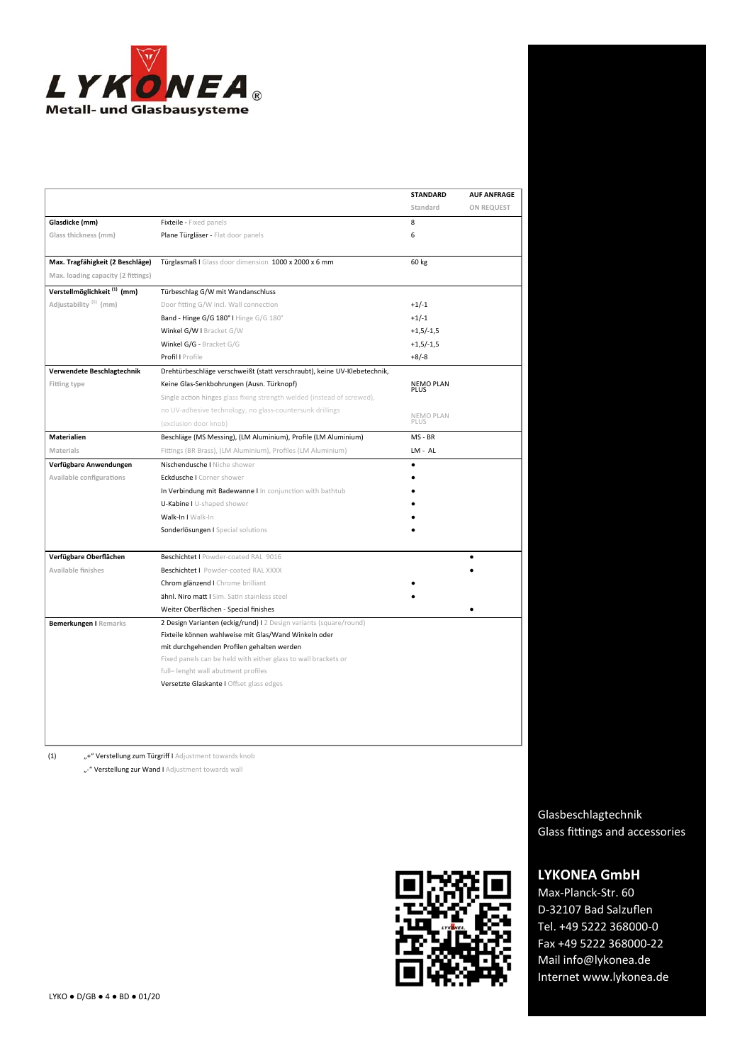LYKONEA®
Metall- und Glasbausysteme

| | | STANDARD Standard | AUF ANFRAGE ON REQUEST |
|---|---|---|---|
| **Glasdicke (mm)** | Fixteile - Fixed panels | 8 | |
| Glass thickness (mm) | Plane Türgläser - Flat door panels | 6 | |
| **Max. Tragfähigkeit (2 Beschläge)** | Türglasmaß I Glass door dimension 1000 x 2000 x 6 mm | 60 kg | |
| Max. loading capacity (2 fittings) | | | |
| **Verstellmöglichkeit [1] (mm)** | Türbeschlag G/W mit Wandanschluss | | |
| Adjustability [1] (mm) | Door fitting G/W incl. Wall connection | +1/-1 | |
| | Band - Hinge G/G 180° I Hinge G/G 180° | +1/-1 | |
| | Winkel G/W I Bracket G/W | +1,5/-1,5 | |
| | Winkel G/G - Bracket G/G | +1,5/-1,5 | |
| | Profil I Profile | +8/-8 | |
| **Verwendete Beschlagtechnik** | Drehtürbeschläge verschweißt (statt verschraubt), keine UV-Klebetechnik, | | |
| Fitting type | Keine Glas-Senkbohrungen (Ausn. Türknopf) | NEMO PLAN PLUS | |
| | Single action hinges glass fixing strength welded (instead of screwed), | | |
| | no UV-adhesive technology, no glass-countersunk drillings | NEMO PLAN PLUS | |
| | (exclusion door knob) | | |
| **Materialien** | Beschläge (MS Messing), (LM Aluminium), Profile (LM Aluminium) | MS - BR | |
| Materials | Fittings (BR Brass), (LM Aluminium), Profiles (LM Aluminium) | LM - AL | |
| **Verfügbare Anwendungen** | Nischendusche I Niche shower | • | |
| Available configurations | Eckdusche I Corner shower | • | |
| | In Verbindung mit Badewanne I In conjunction with bathtub | • | |
| | U-Kabine I U-shaped shower | • | |
| | Walk-In I Walk-In | • | |
| | Sonderlösungen I Special solutions | • | |
| **Verfügbare Oberflächen** | Beschichtet I Powder-coated RAL 9016 | | • |
| Available finishes | Beschichtet I Powder-coated RAL XXXX | | • |
| | Chrom glänzend I Chrome brilliant | • | |
| | ähnl. Niro matt I Sim. Satin stainless steel | • | |
| | Weiter Oberflächen - Special finishes | | • |
| **Bemerkungen I Remarks** | 2 Design Varianten (eckig/rund) I 2 Design variants (square/round) | | |
| | Fixteile können wahlweise mit Glas/Wand Winkeln oder | | |
| | mit durchgehenden Profilen gehalten werden | | |
| | Fixed panels can be held with either glass to wall brackets or | | |
| | full– lenght wall abutment profiles | | |
| | Versetzte Glaskante I Offset glass edges | | |

(1) „+" Verstellung zum Türgriff I Adjustment towards knob
„-" Verstellung zur Wand I Adjustment towards wall

Glasbeschlagtechnik
Glass fittings and accessories

**LYKONEA GmbH**
Max-Planck-Str. 60
D-32107 Bad Salzuflen
Tel. +49 5222 368000-0
Fax +49 5222 368000-22
Mail info@lykonea.de
Internet www.lykonea.de

LYKO • D/GB • 4 • BD • 01/20